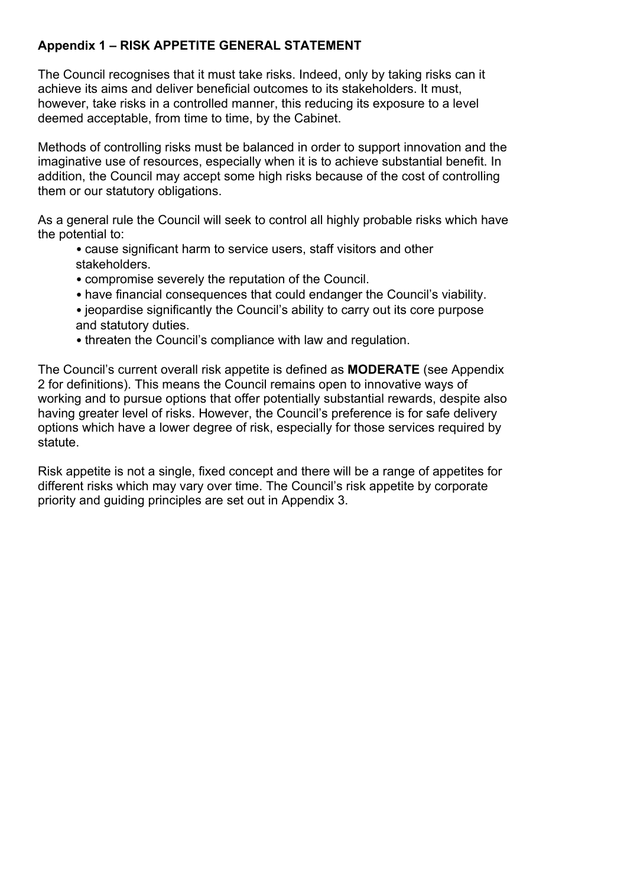## Appendix 1 – RISK APPETITE GENERAL STATEMENT

The Council recognises that it must take risks. Indeed, only by taking risks can it achieve its aims and deliver beneficial outcomes to its stakeholders. It must, however, take risks in a controlled manner, this reducing its exposure to a level deemed acceptable, from time to time, by the Cabinet.

Methods of controlling risks must be balanced in order to support innovation and the imaginative use of resources, especially when it is to achieve substantial benefit. In addition, the Council may accept some high risks because of the cost of controlling them or our statutory obligations.

As a general rule the Council will seek to control all highly probable risks which have the potential to:

- cause significant harm to service users, staff visitors and other stakeholders.
- compromise severely the reputation of the Council.
- have financial consequences that could endanger the Council's viability.
- jeopardise significantly the Council's ability to carry out its core purpose and statutory duties.
- threaten the Council's compliance with law and regulation.

The Council's current overall risk appetite is defined as **MODERATE** (see Appendix 2 for definitions). This means the Council remains open to innovative ways of working and to pursue options that offer potentially substantial rewards, despite also having greater level of risks. However, the Council's preference is for safe delivery options which have a lower degree of risk, especially for those services required by statute.

Risk appetite is not a single, fixed concept and there will be a range of appetites for different risks which may vary over time. The Council's risk appetite by corporate priority and guiding principles are set out in Appendix 3.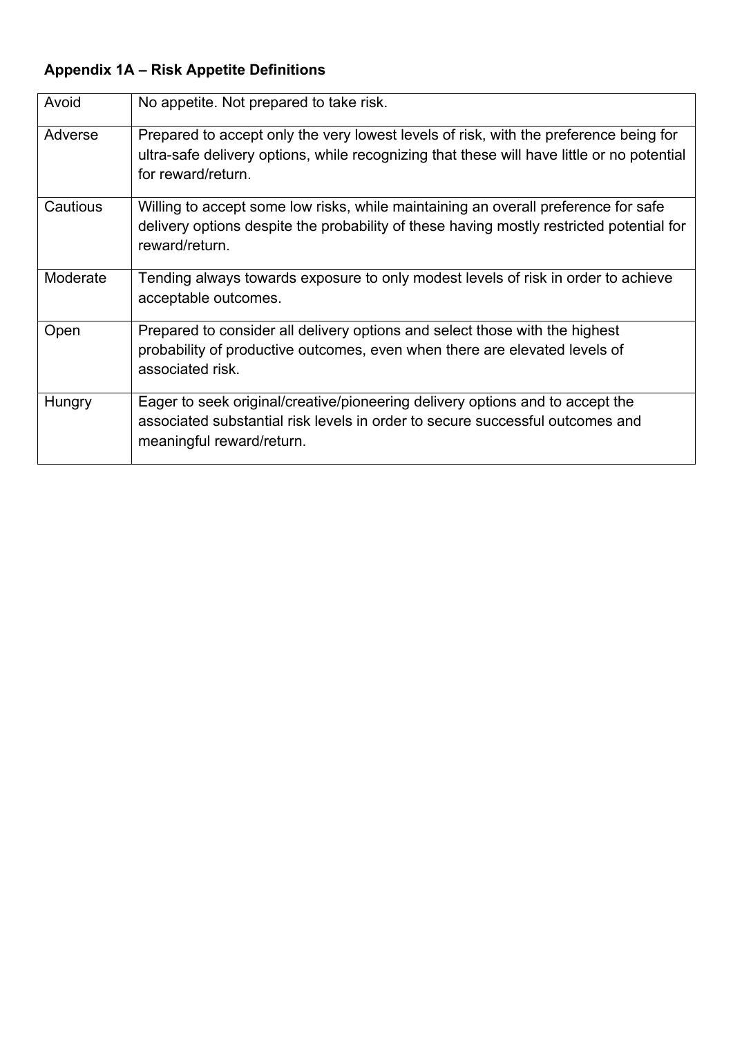**Appendix 1A – Risk Appetite Definitions**

| | |
|---|---|
| Avoid | No appetite. Not prepared to take risk. |
| Adverse | Prepared to accept only the very lowest levels of risk, with the preference being for ultra-safe delivery options, while recognizing that these will have little or no potential for reward/return. |
| Cautious | Willing to accept some low risks, while maintaining an overall preference for safe delivery options despite the probability of these having mostly restricted potential for reward/return. |
| Moderate | Tending always towards exposure to only modest levels of risk in order to achieve acceptable outcomes. |
| Open | Prepared to consider all delivery options and select those with the highest probability of productive outcomes, even when there are elevated levels of associated risk. |
| Hungry | Eager to seek original/creative/pioneering delivery options and to accept the associated substantial risk levels in order to secure successful outcomes and meaningful reward/return. |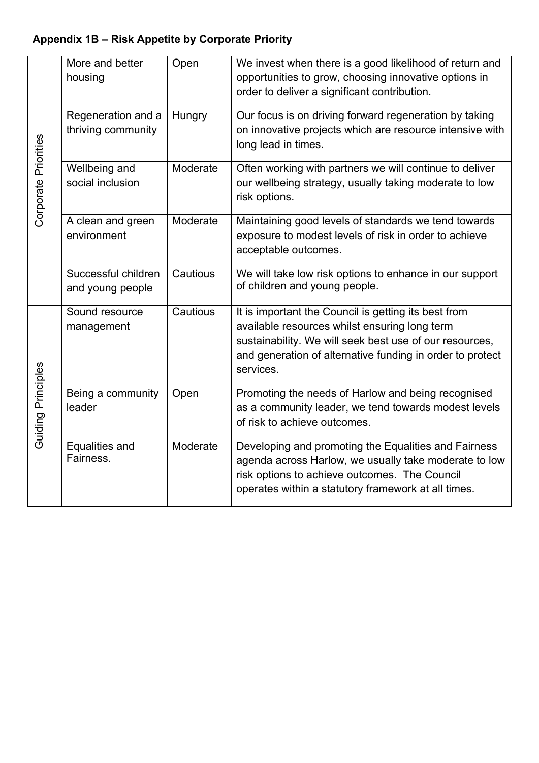**Appendix 1B – Risk Appetite by Corporate Priority**

| | | | |
|---|---|---|---|
| Corporate Priorities | More and better housing | Open | We invest when there is a good likelihood of return and opportunities to grow, choosing innovative options in order to deliver a significant contribution. |
| | Regeneration and a thriving community | Hungry | Our focus is on driving forward regeneration by taking on innovative projects which are resource intensive with long lead in times. |
| | Wellbeing and social inclusion | Moderate | Often working with partners we will continue to deliver our wellbeing strategy, usually taking moderate to low risk options. |
| | A clean and green environment | Moderate | Maintaining good levels of standards we tend towards exposure to modest levels of risk in order to achieve acceptable outcomes. |
| | Successful children and young people | Cautious | We will take low risk options to enhance in our support of children and young people. |
| Guiding Principles | Sound resource management | Cautious | It is important the Council is getting its best from available resources whilst ensuring long term sustainability. We will seek best use of our resources, and generation of alternative funding in order to protect services. |
| | Being a community leader | Open | Promoting the needs of Harlow and being recognised as a community leader, we tend towards modest levels of risk to achieve outcomes. |
| | Equalities and Fairness. | Moderate | Developing and promoting the Equalities and Fairness agenda across Harlow, we usually take moderate to low risk options to achieve outcomes. The Council operates within a statutory framework at all times. |